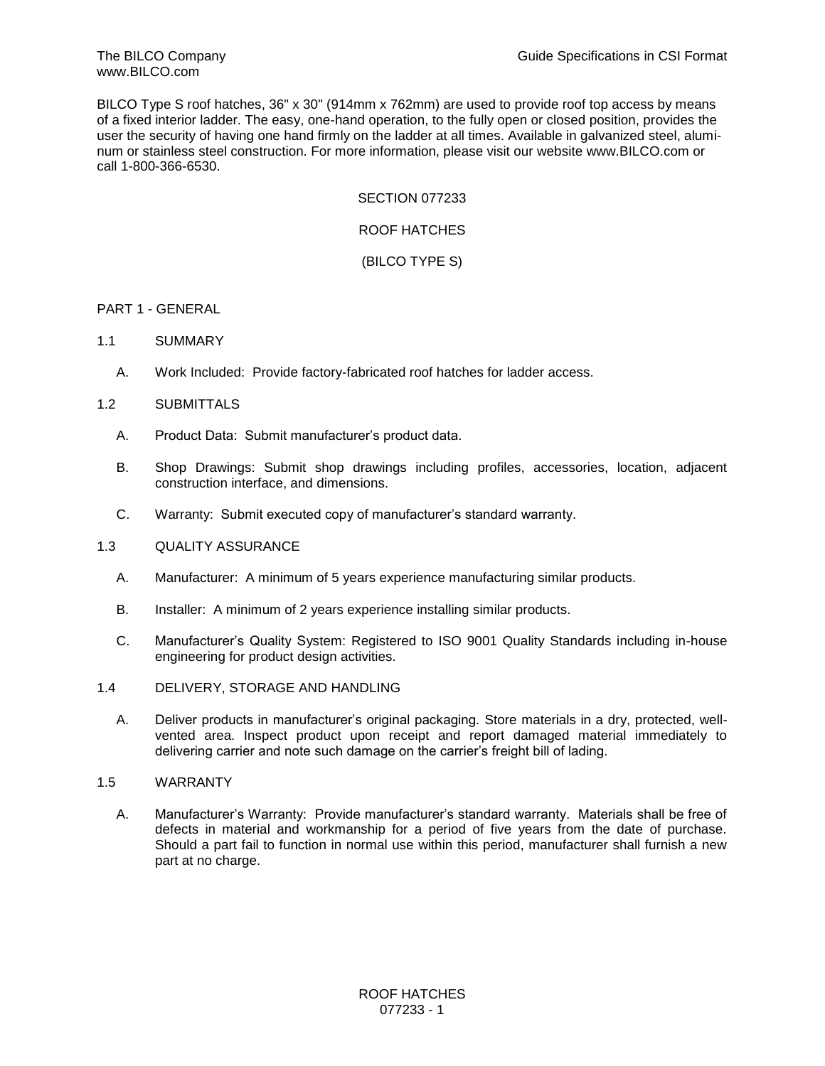The BILCO Company
www.BILCO.com

Guide Specifications in CSI Format

BILCO Type S roof hatches, 36" x 30" (914mm x 762mm) are used to provide roof top access by means of a fixed interior ladder. The easy, one-hand operation, to the fully open or closed position, provides the user the security of having one hand firmly on the ladder at all times. Available in galvanized steel, aluminum or stainless steel construction. For more information, please visit our website www.BILCO.com or call 1-800-366-6530.

# SECTION 077233

# ROOF HATCHES

# (BILCO TYPE S)

## PART 1 - GENERAL

### 1.1 SUMMARY

A. Work Included: Provide factory-fabricated roof hatches for ladder access.

### 1.2 SUBMITTALS

A. Product Data: Submit manufacturer's product data.

B. Shop Drawings: Submit shop drawings including profiles, accessories, location, adjacent construction interface, and dimensions.

C. Warranty: Submit executed copy of manufacturer's standard warranty.

### 1.3 QUALITY ASSURANCE

A. Manufacturer: A minimum of 5 years experience manufacturing similar products.

B. Installer: A minimum of 2 years experience installing similar products.

C. Manufacturer's Quality System: Registered to ISO 9001 Quality Standards including in-house engineering for product design activities.

### 1.4 DELIVERY, STORAGE AND HANDLING

A. Deliver products in manufacturer's original packaging. Store materials in a dry, protected, well-vented area. Inspect product upon receipt and report damaged material immediately to delivering carrier and note such damage on the carrier's freight bill of lading.

### 1.5 WARRANTY

A. Manufacturer's Warranty: Provide manufacturer's standard warranty. Materials shall be free of defects in material and workmanship for a period of five years from the date of purchase. Should a part fail to function in normal use within this period, manufacturer shall furnish a new part at no charge.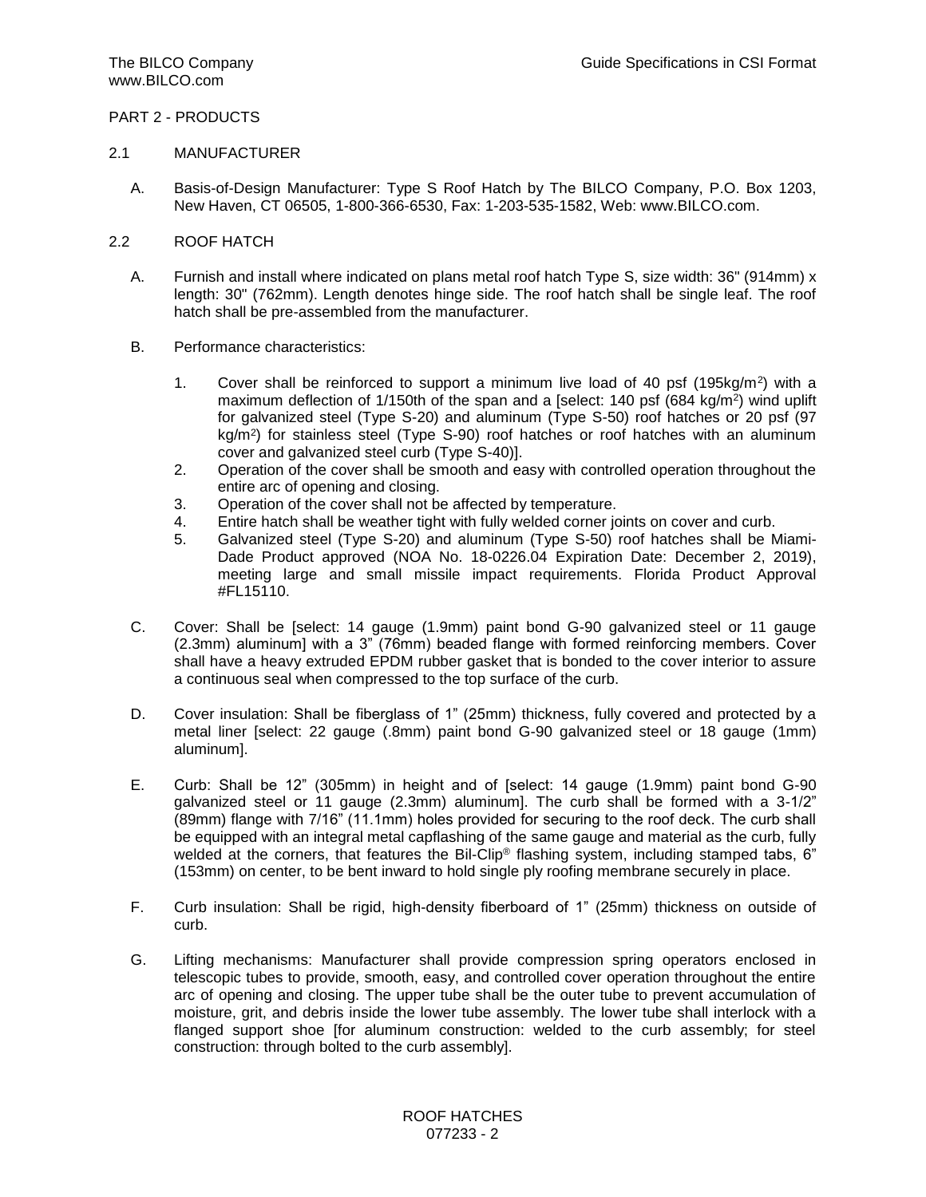PART 2 - PRODUCTS

2.1 MANUFACTURER

A. Basis-of-Design Manufacturer: Type S Roof Hatch by The BILCO Company, P.O. Box 1203, New Haven, CT 06505, 1-800-366-6530, Fax: 1-203-535-1582, Web: www.BILCO.com.

2.2 ROOF HATCH

A. Furnish and install where indicated on plans metal roof hatch Type S, size width: 36" (914mm) x length: 30" (762mm). Length denotes hinge side. The roof hatch shall be single leaf. The roof hatch shall be pre-assembled from the manufacturer.

B. Performance characteristics:

1. Cover shall be reinforced to support a minimum live load of 40 psf (195kg/$m^2$) with a maximum deflection of 1/150th of the span and a [select: 140 psf (684 kg/$m^2$) wind uplift for galvanized steel (Type S-20) and aluminum (Type S-50) roof hatches or 20 psf (97 kg/$m^2$) for stainless steel (Type S-90) roof hatches or roof hatches with an aluminum cover and galvanized steel curb (Type S-40)].
2. Operation of the cover shall be smooth and easy with controlled operation throughout the entire arc of opening and closing.
3. Operation of the cover shall not be affected by temperature.
4. Entire hatch shall be weather tight with fully welded corner joints on cover and curb.
5. Galvanized steel (Type S-20) and aluminum (Type S-50) roof hatches shall be Miami-Dade Product approved (NOA No. 18-0226.04 Expiration Date: December 2, 2019), meeting large and small missile impact requirements. Florida Product Approval #FL15110.

C. Cover: Shall be [select: 14 gauge (1.9mm) paint bond G-90 galvanized steel or 11 gauge (2.3mm) aluminum] with a 3" (76mm) beaded flange with formed reinforcing members. Cover shall have a heavy extruded EPDM rubber gasket that is bonded to the cover interior to assure a continuous seal when compressed to the top surface of the curb.

D. Cover insulation: Shall be fiberglass of 1" (25mm) thickness, fully covered and protected by a metal liner [select: 22 gauge (.8mm) paint bond G-90 galvanized steel or 18 gauge (1mm) aluminum].

E. Curb: Shall be 12" (305mm) in height and of [select: 14 gauge (1.9mm) paint bond G-90 galvanized steel or 11 gauge (2.3mm) aluminum]. The curb shall be formed with a 3-1/2" (89mm) flange with 7/16" (11.1mm) holes provided for securing to the roof deck. The curb shall be equipped with an integral metal capflashing of the same gauge and material as the curb, fully welded at the corners, that features the Bil-Clip® flashing system, including stamped tabs, 6" (153mm) on center, to be bent inward to hold single ply roofing membrane securely in place.

F. Curb insulation: Shall be rigid, high-density fiberboard of 1" (25mm) thickness on outside of curb.

G. Lifting mechanisms: Manufacturer shall provide compression spring operators enclosed in telescopic tubes to provide, smooth, easy, and controlled cover operation throughout the entire arc of opening and closing. The upper tube shall be the outer tube to prevent accumulation of moisture, grit, and debris inside the lower tube assembly. The lower tube shall interlock with a flanged support shoe [for aluminum construction: welded to the curb assembly; for steel construction: through bolted to the curb assembly].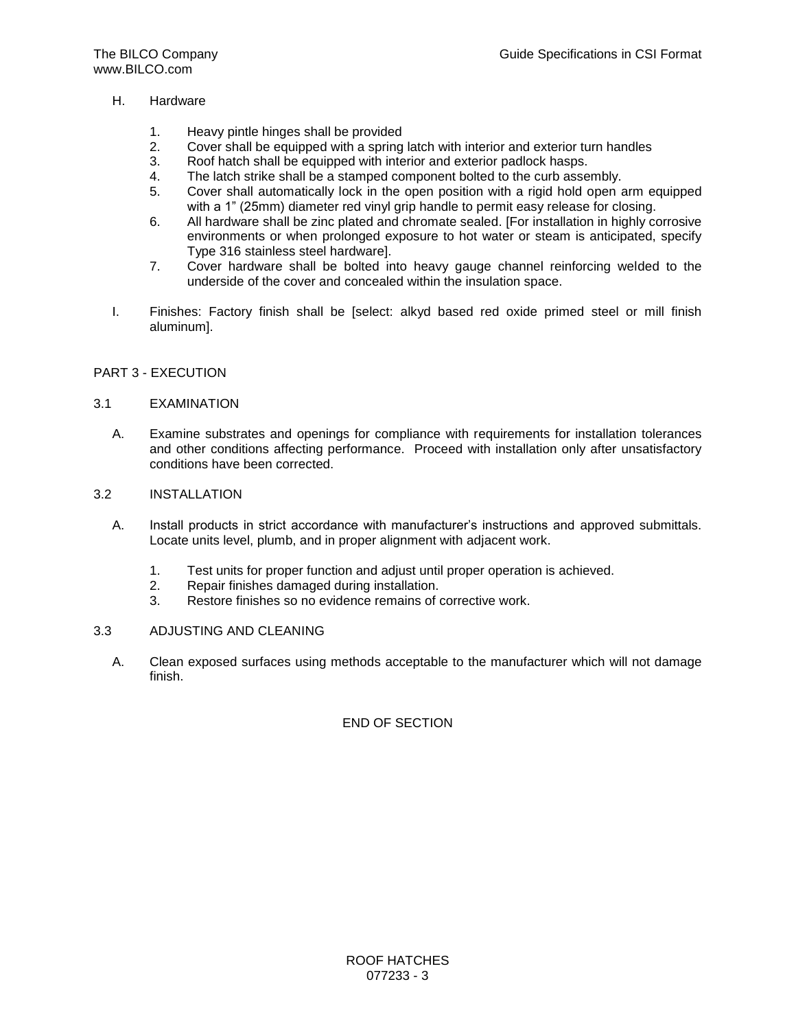H. Hardware

1. Heavy pintle hinges shall be provided
2. Cover shall be equipped with a spring latch with interior and exterior turn handles
3. Roof hatch shall be equipped with interior and exterior padlock hasps.
4. The latch strike shall be a stamped component bolted to the curb assembly.
5. Cover shall automatically lock in the open position with a rigid hold open arm equipped with a 1" (25mm) diameter red vinyl grip handle to permit easy release for closing.
6. All hardware shall be zinc plated and chromate sealed. [For installation in highly corrosive environments or when prolonged exposure to hot water or steam is anticipated, specify Type 316 stainless steel hardware].
7. Cover hardware shall be bolted into heavy gauge channel reinforcing welded to the underside of the cover and concealed within the insulation space.

I. Finishes: Factory finish shall be [select: alkyd based red oxide primed steel or mill finish aluminum].

## PART 3 - EXECUTION

### 3.1 EXAMINATION

A. Examine substrates and openings for compliance with requirements for installation tolerances and other conditions affecting performance. Proceed with installation only after unsatisfactory conditions have been corrected.

### 3.2 INSTALLATION

A. Install products in strict accordance with manufacturer's instructions and approved submittals. Locate units level, plumb, and in proper alignment with adjacent work.

1. Test units for proper function and adjust until proper operation is achieved.
2. Repair finishes damaged during installation.
3. Restore finishes so no evidence remains of corrective work.

### 3.3 ADJUSTING AND CLEANING

A. Clean exposed surfaces using methods acceptable to the manufacturer which will not damage finish.

END OF SECTION